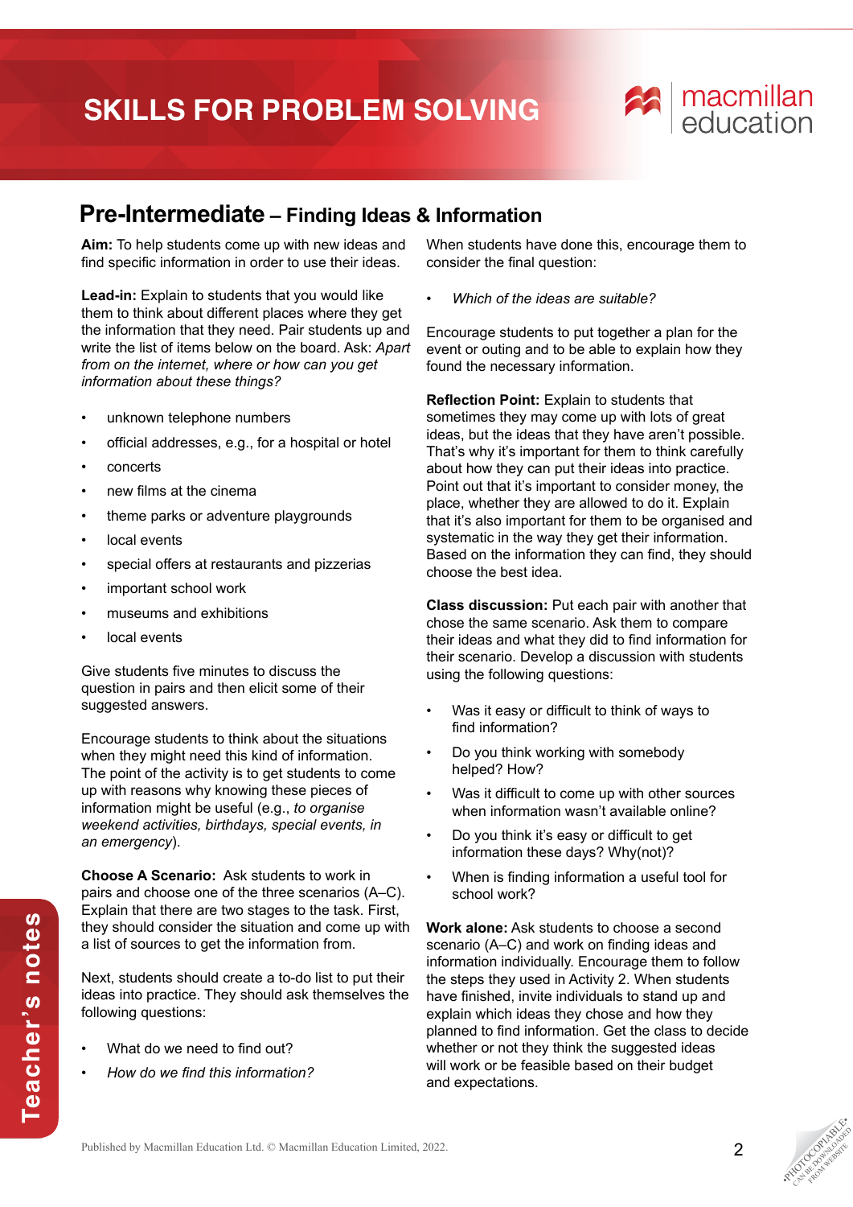# SKILLS FOR PROBLEM SOLVING

## Pre-Intermediate – Finding Ideas & Information

**Aim:** To help students come up with new ideas and find specific information in order to use their ideas.

**Lead-in:** Explain to students that you would like them to think about different places where they get the information that they need. Pair students up and write the list of items below on the board. Ask: *Apart from on the internet, where or how can you get information about these things?*

- unknown telephone numbers
- official addresses, e.g., for a hospital or hotel
- concerts
- new films at the cinema
- theme parks or adventure playgrounds
- local events
- special offers at restaurants and pizzerias
- important school work
- museums and exhibitions
- local events

Give students five minutes to discuss the question in pairs and then elicit some of their suggested answers.

Encourage students to think about the situations when they might need this kind of information. The point of the activity is to get students to come up with reasons why knowing these pieces of information might be useful (e.g., *to organise weekend activities, birthdays, special events, in an emergency*).

**Choose A Scenario:** Ask students to work in pairs and choose one of the three scenarios (A–C). Explain that there are two stages to the task. First, they should consider the situation and come up with a list of sources to get the information from.

Next, students should create a to-do list to put their ideas into practice. They should ask themselves the following questions:

- What do we need to find out?
- *How do we find this information?*

When students have done this, encourage them to consider the final question:

- *Which of the ideas are suitable?*

Encourage students to put together a plan for the event or outing and to be able to explain how they found the necessary information.

**Reflection Point:** Explain to students that sometimes they may come up with lots of great ideas, but the ideas that they have aren't possible. That's why it's important for them to think carefully about how they can put their ideas into practice. Point out that it's important to consider money, the place, whether they are allowed to do it. Explain that it's also important for them to be organised and systematic in the way they get their information. Based on the information they can find, they should choose the best idea.

**Class discussion:** Put each pair with another that chose the same scenario. Ask them to compare their ideas and what they did to find information for their scenario. Develop a discussion with students using the following questions:

- Was it easy or difficult to think of ways to find information?
- Do you think working with somebody helped? How?
- Was it difficult to come up with other sources when information wasn't available online?
- Do you think it's easy or difficult to get information these days? Why(not)?
- When is finding information a useful tool for school work?

**Work alone:** Ask students to choose a second scenario (A–C) and work on finding ideas and information individually. Encourage them to follow the steps they used in Activity 2. When students have finished, invite individuals to stand up and explain which ideas they chose and how they planned to find information. Get the class to decide whether or not they think the suggested ideas will work or be feasible based on their budget and expectations.

Published by Macmillan Education Ltd. © Macmillan Education Limited, 2022.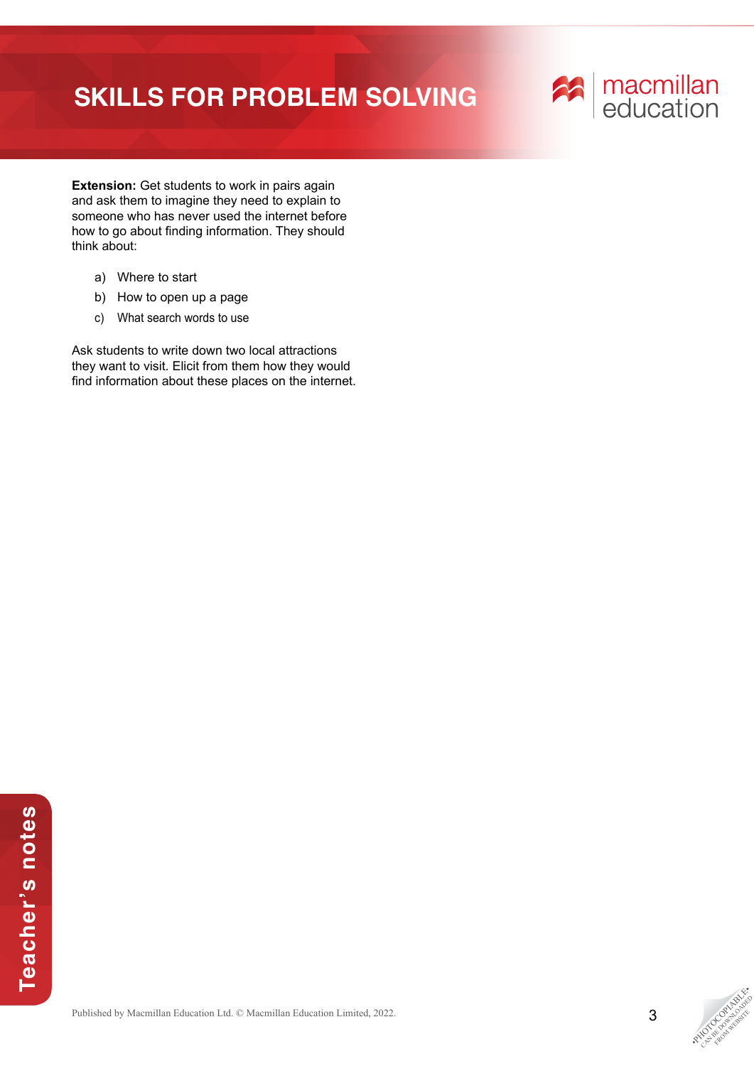**Extension:** Get students to work in pairs again and ask them to imagine they need to explain to someone who has never used the internet before how to go about finding information. They should think about:

a) Where to start
b) How to open up a page
c) What search words to use

Ask students to write down two local attractions they want to visit. Elicit from them how they would find information about these places on the internet.